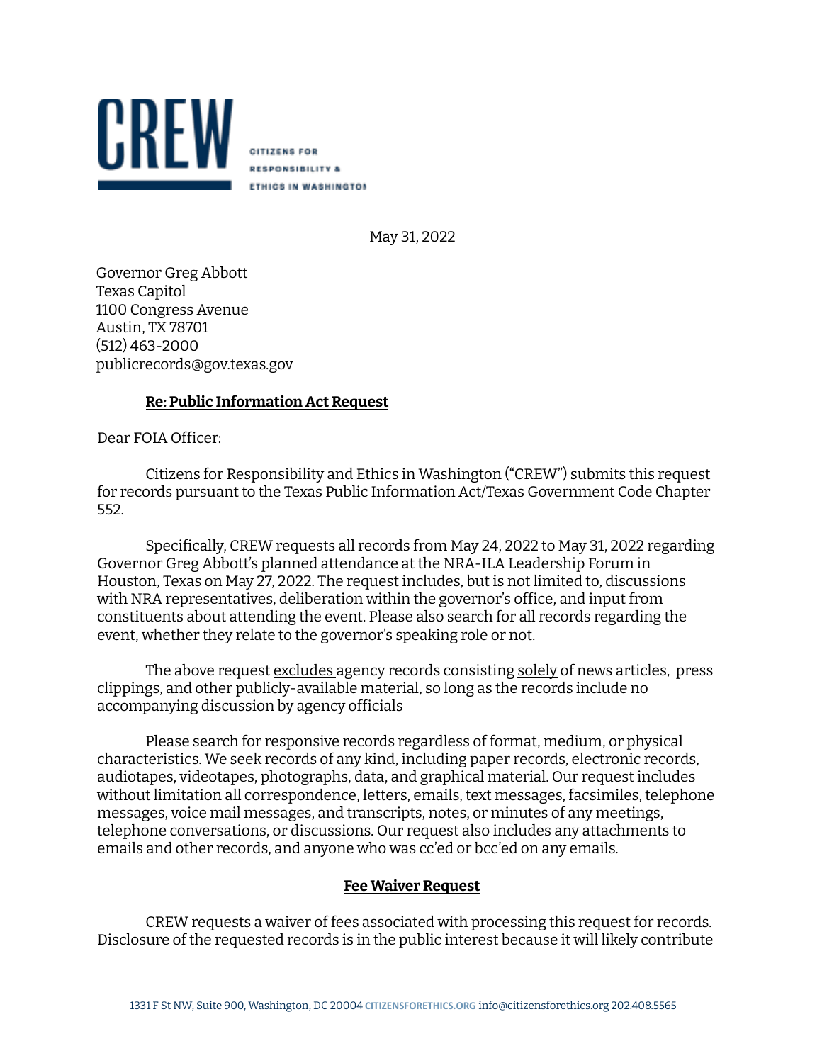CREW

CITIZENS FOR RESPONSIBILITY & ETHICS IN WASHINGTON

May 31, 2022

Governor Greg Abbott
Texas Capitol
1100 Congress Avenue
Austin, TX 78701
(512) 463-2000
publicrecords@gov.texas.gov

**Re: Public Information Act Request**

Dear FOIA Officer:

Citizens for Responsibility and Ethics in Washington ("CREW") submits this request for records pursuant to the Texas Public Information Act/Texas Government Code Chapter 552.

Specifically, CREW requests all records from May 24, 2022 to May 31, 2022 regarding Governor Greg Abbott's planned attendance at the NRA-ILA Leadership Forum in Houston, Texas on May 27, 2022. The request includes, but is not limited to, discussions with NRA representatives, deliberation within the governor's office, and input from constituents about attending the event. Please also search for all records regarding the event, whether they relate to the governor's speaking role or not.

The above request excludes agency records consisting solely of news articles, press clippings, and other publicly-available material, so long as the records include no accompanying discussion by agency officials

Please search for responsive records regardless of format, medium, or physical characteristics. We seek records of any kind, including paper records, electronic records, audiotapes, videotapes, photographs, data, and graphical material. Our request includes without limitation all correspondence, letters, emails, text messages, facsimiles, telephone messages, voice mail messages, and transcripts, notes, or minutes of any meetings, telephone conversations, or discussions. Our request also includes any attachments to emails and other records, and anyone who was cc'ed or bcc'ed on any emails.

**Fee Waiver Request**

CREW requests a waiver of fees associated with processing this request for records. Disclosure of the requested records is in the public interest because it will likely contribute

1331 F St NW, Suite 900, Washington, DC 20004 CITIZENSFORETHICS.ORG info@citizensforethics.org 202.408.5565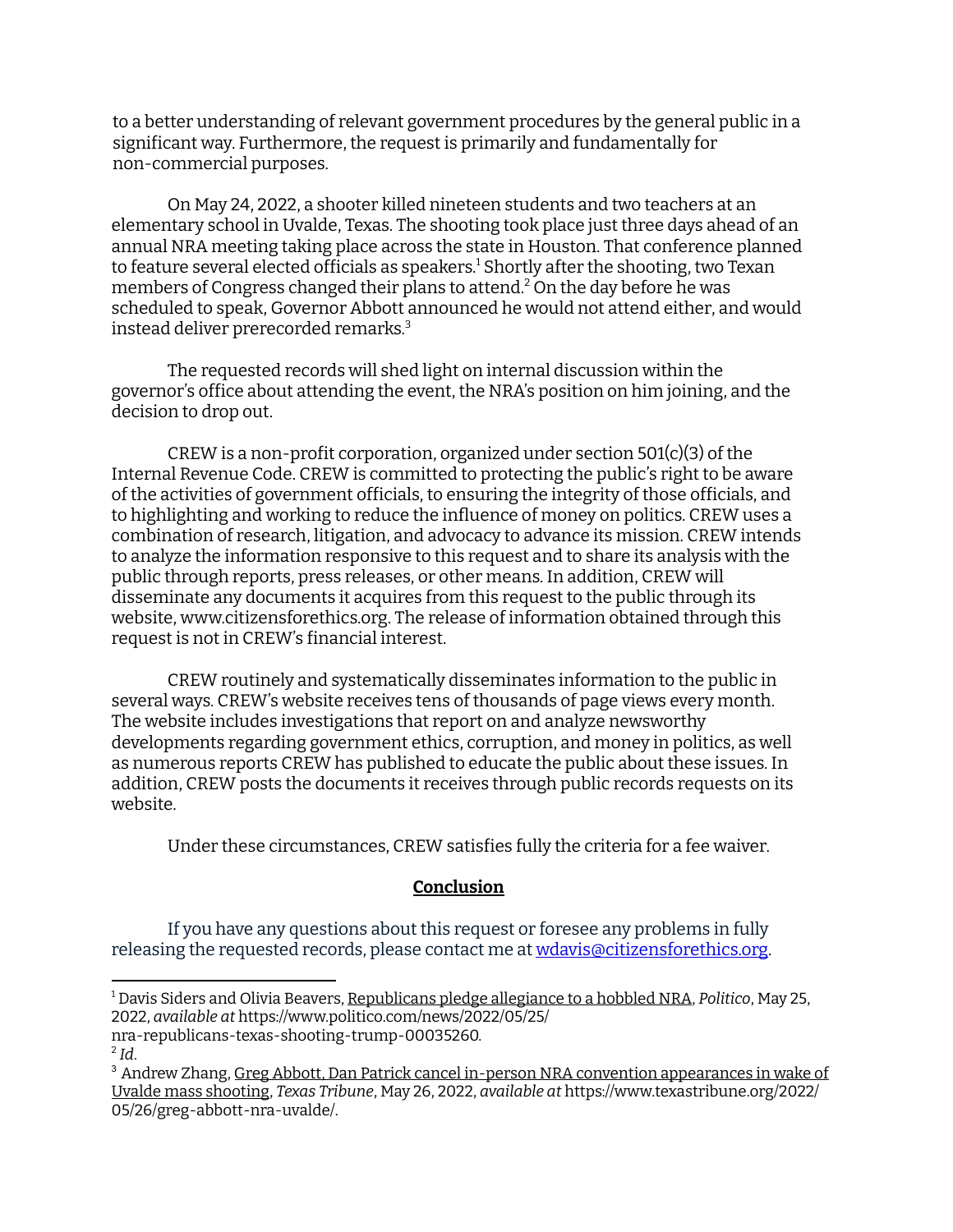to a better understanding of relevant government procedures by the general public in a significant way. Furthermore, the request is primarily and fundamentally for non-commercial purposes.

On May 24, 2022, a shooter killed nineteen students and two teachers at an elementary school in Uvalde, Texas. The shooting took place just three days ahead of an annual NRA meeting taking place across the state in Houston. That conference planned to feature several elected officials as speakers.[1] Shortly after the shooting, two Texan members of Congress changed their plans to attend.[2] On the day before he was scheduled to speak, Governor Abbott announced he would not attend either, and would instead deliver prerecorded remarks.[3]

The requested records will shed light on internal discussion within the governor's office about attending the event, the NRA's position on him joining, and the decision to drop out.

CREW is a non-profit corporation, organized under section 501(c)(3) of the Internal Revenue Code. CREW is committed to protecting the public's right to be aware of the activities of government officials, to ensuring the integrity of those officials, and to highlighting and working to reduce the influence of money on politics. CREW uses a combination of research, litigation, and advocacy to advance its mission. CREW intends to analyze the information responsive to this request and to share its analysis with the public through reports, press releases, or other means. In addition, CREW will disseminate any documents it acquires from this request to the public through its website, www.citizensforethics.org. The release of information obtained through this request is not in CREW's financial interest.

CREW routinely and systematically disseminates information to the public in several ways. CREW's website receives tens of thousands of page views every month. The website includes investigations that report on and analyze newsworthy developments regarding government ethics, corruption, and money in politics, as well as numerous reports CREW has published to educate the public about these issues. In addition, CREW posts the documents it receives through public records requests on its website.

Under these circumstances, CREW satisfies fully the criteria for a fee waiver.

## **Conclusion**

If you have any questions about this request or foresee any problems in fully releasing the requested records, please contact me at wdavis@citizensforethics.org.

---

[1] Davis Siders and Olivia Beavers, Republicans pledge allegiance to a hobbled NRA, *Politico*, May 25, 2022, *available at* https://www.politico.com/news/2022/05/25/nra-republicans-texas-shooting-trump-00035260.

[2] *Id.*

[3] Andrew Zhang, Greg Abbott, Dan Patrick cancel in-person NRA convention appearances in wake of Uvalde mass shooting, *Texas Tribune*, May 26, 2022, *available at* https://www.texastribune.org/2022/05/26/greg-abbott-nra-uvalde/.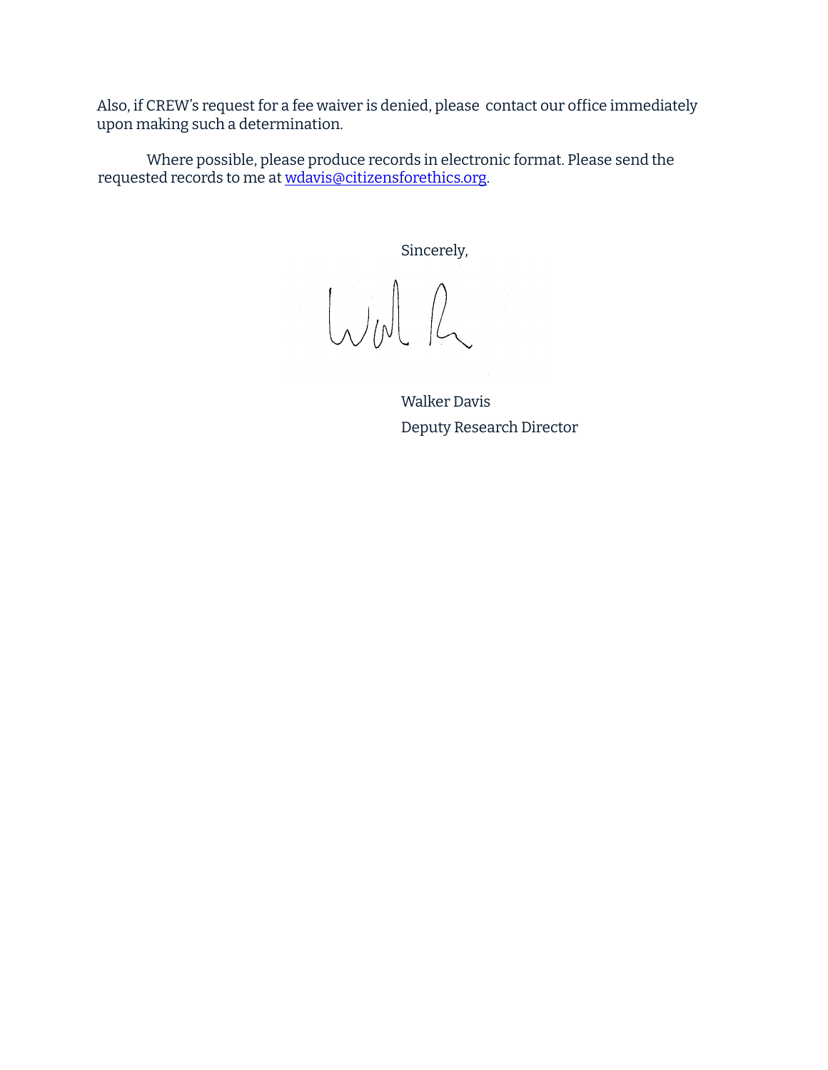Also, if CREW's request for a fee waiver is denied, please contact our office immediately upon making such a determination.

Where possible, please produce records in electronic format. Please send the requested records to me at wdavis@citizensforethics.org.

Sincerely,

Walker Davis
Deputy Research Director